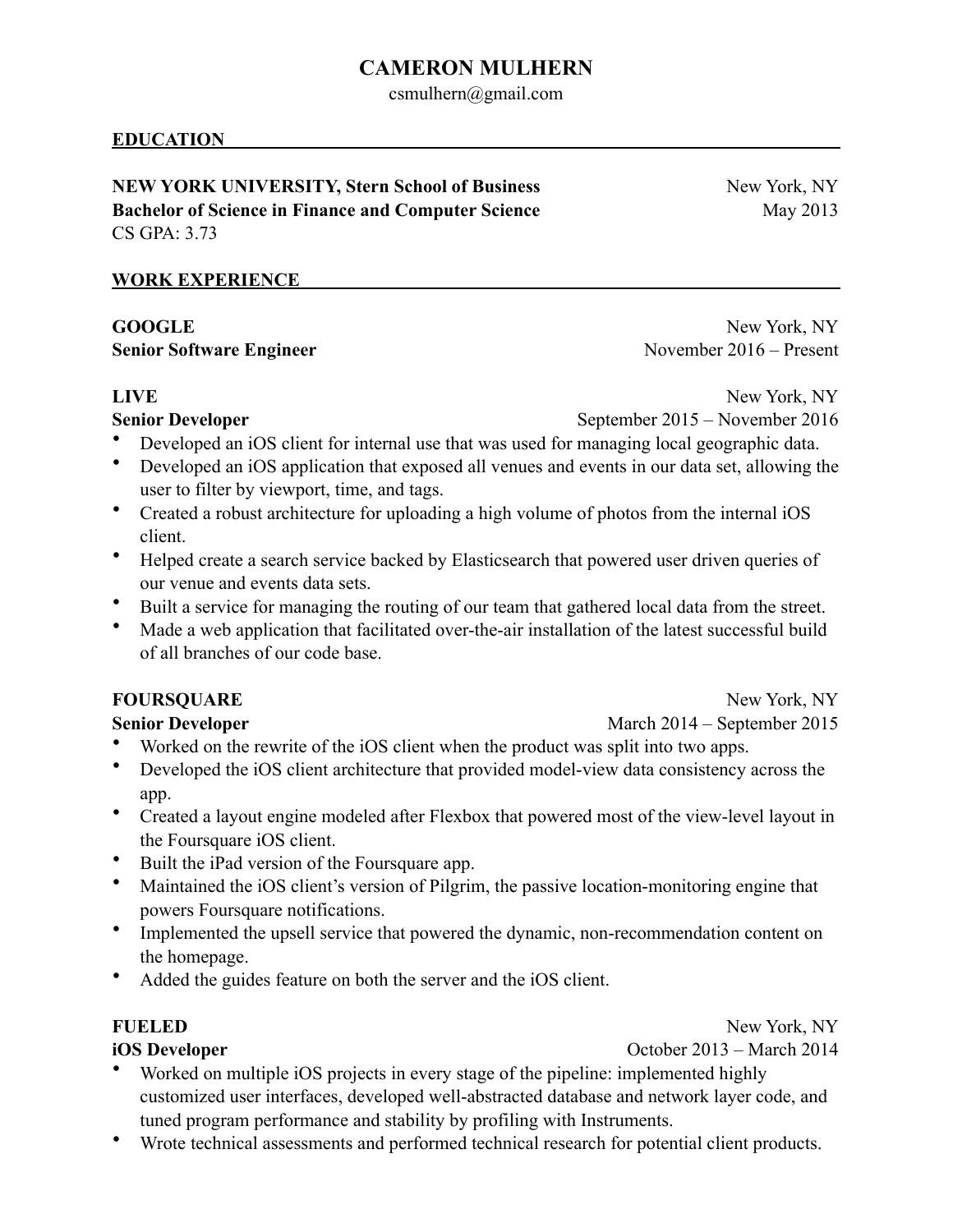# CAMERON MULHERN

csmulhern@gmail.com

## EDUCATION

**NEW YORK UNIVERSITY, Stern School of Business** New York, NY
**Bachelor of Science in Finance and Computer Science** May 2013
CS GPA: 3.73

## WORK EXPERIENCE

**GOOGLE** New York, NY
**Senior Software Engineer** November 2016 – Present

**LIVE** New York, NY
**Senior Developer** September 2015 – November 2016

- Developed an iOS client for internal use that was used for managing local geographic data.
- Developed an iOS application that exposed all venues and events in our data set, allowing the user to filter by viewport, time, and tags.
- Created a robust architecture for uploading a high volume of photos from the internal iOS client.
- Helped create a search service backed by Elasticsearch that powered user driven queries of our venue and events data sets.
- Built a service for managing the routing of our team that gathered local data from the street.
- Made a web application that facilitated over-the-air installation of the latest successful build of all branches of our code base.

**FOURSQUARE** New York, NY
**Senior Developer** March 2014 – September 2015

- Worked on the rewrite of the iOS client when the product was split into two apps.
- Developed the iOS client architecture that provided model-view data consistency across the app.
- Created a layout engine modeled after Flexbox that powered most of the view-level layout in the Foursquare iOS client.
- Built the iPad version of the Foursquare app.
- Maintained the iOS client's version of Pilgrim, the passive location-monitoring engine that powers Foursquare notifications.
- Implemented the upsell service that powered the dynamic, non-recommendation content on the homepage.
- Added the guides feature on both the server and the iOS client.

**FUELED** New York, NY
**iOS Developer** October 2013 – March 2014

- Worked on multiple iOS projects in every stage of the pipeline: implemented highly customized user interfaces, developed well-abstracted database and network layer code, and tuned program performance and stability by profiling with Instruments.
- Wrote technical assessments and performed technical research for potential client products.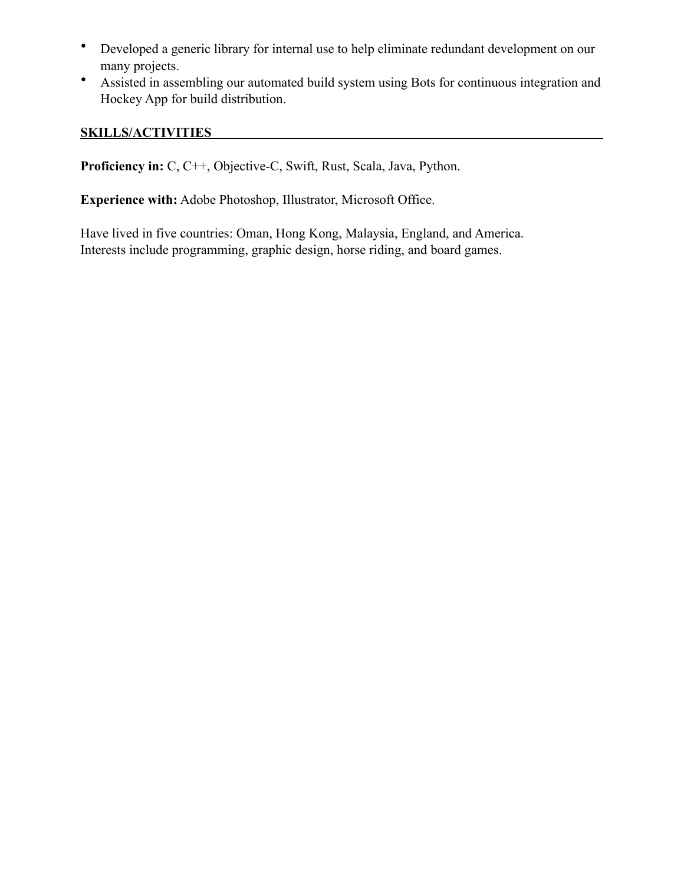- Developed a generic library for internal use to help eliminate redundant development on our many projects.
- Assisted in assembling our automated build system using Bots for continuous integration and Hockey App for build distribution.

## SKILLS/ACTIVITIES

**Proficiency in:** C, C++, Objective-C, Swift, Rust, Scala, Java, Python.

**Experience with:** Adobe Photoshop, Illustrator, Microsoft Office.

Have lived in five countries: Oman, Hong Kong, Malaysia, England, and America.
Interests include programming, graphic design, horse riding, and board games.